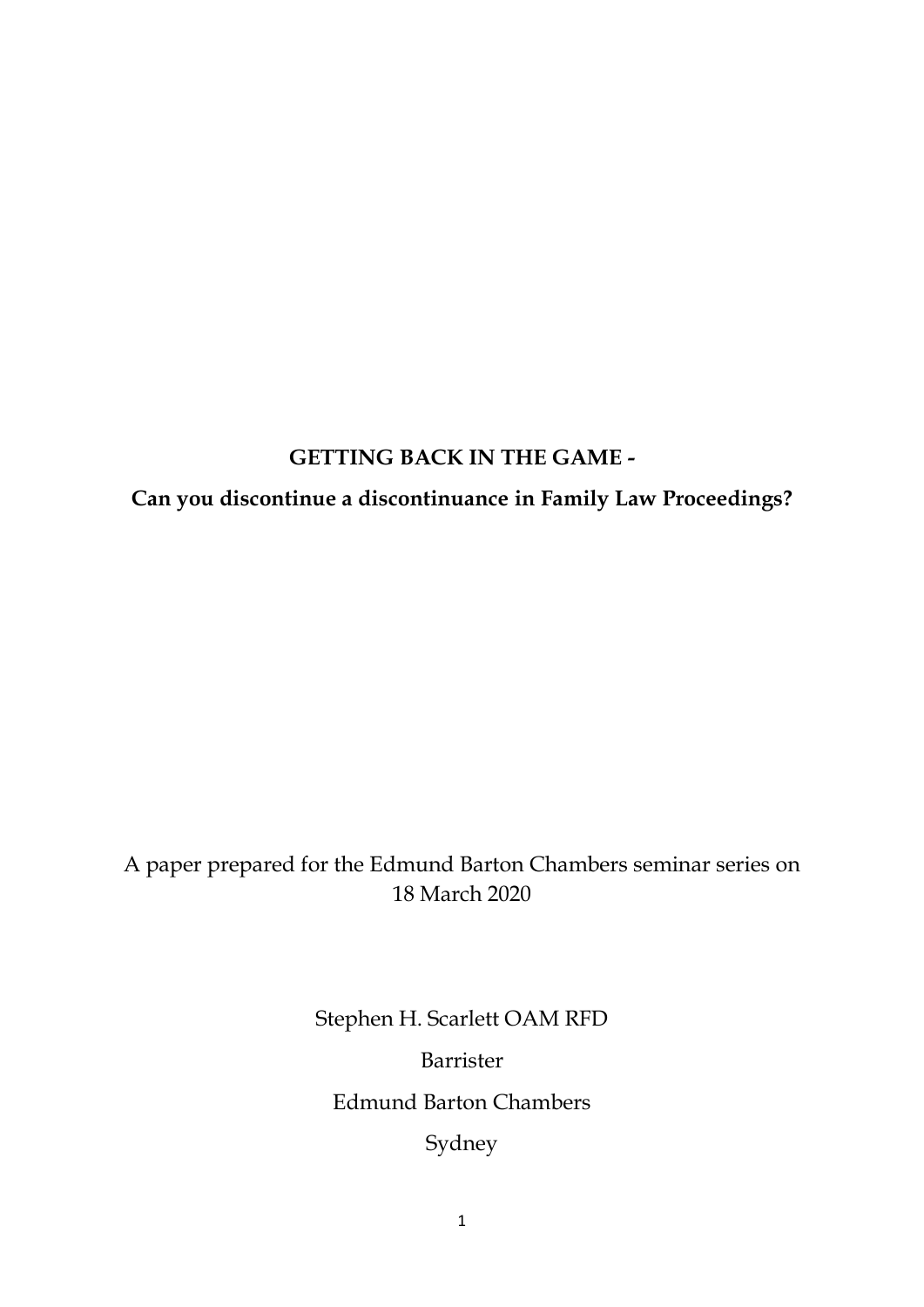# GETTING BACK IN THE GAME -

## Can you discontinue a discontinuance in Family Law Proceedings?

A paper prepared for the Edmund Barton Chambers seminar series on 18 March 2020

Stephen H. Scarlett OAM RFD

Barrister

Edmund Barton Chambers

Sydney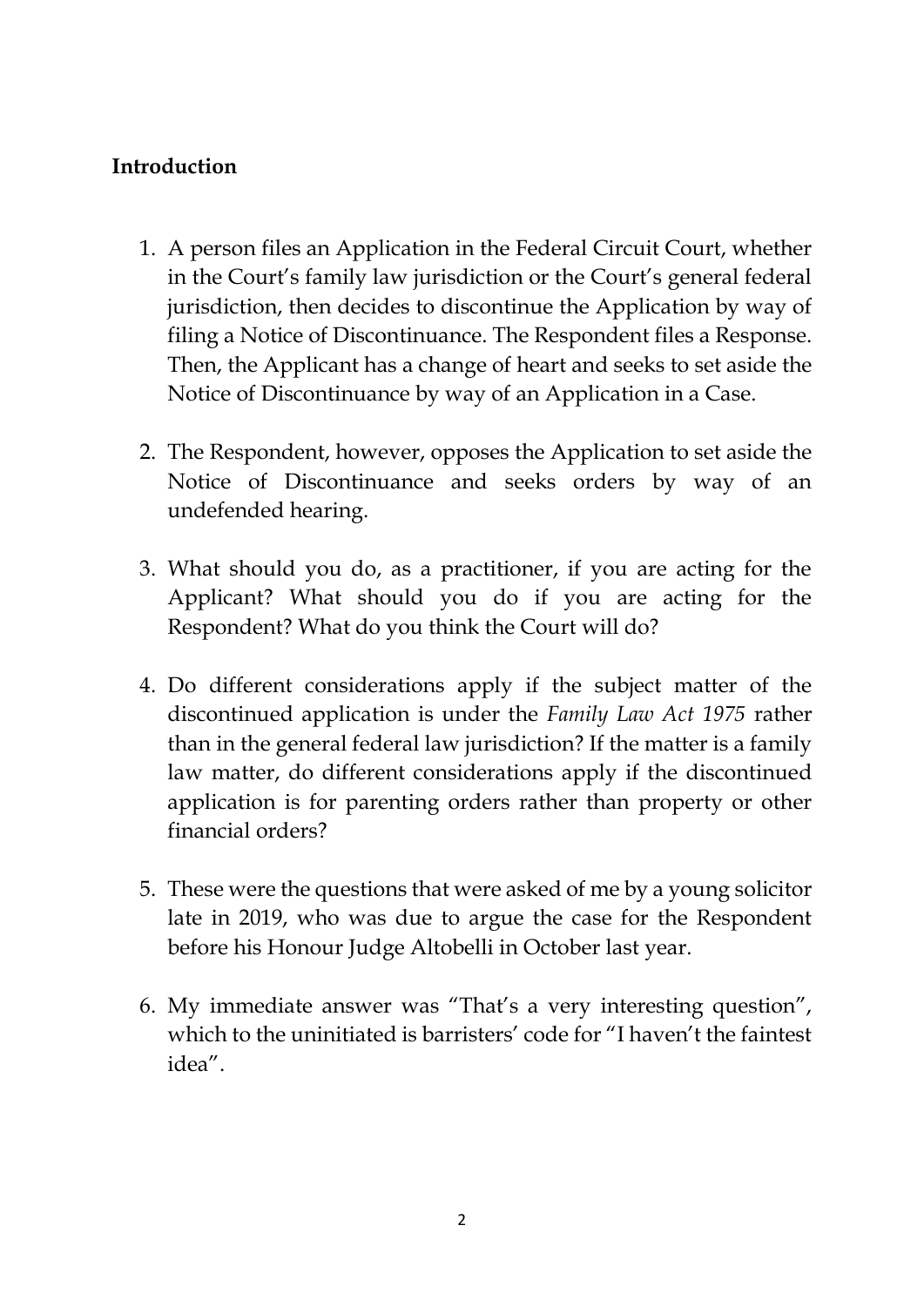## Introduction

1. A person files an Application in the Federal Circuit Court, whether in the Court's family law jurisdiction or the Court's general federal jurisdiction, then decides to discontinue the Application by way of filing a Notice of Discontinuance. The Respondent files a Response. Then, the Applicant has a change of heart and seeks to set aside the Notice of Discontinuance by way of an Application in a Case.

2. The Respondent, however, opposes the Application to set aside the Notice of Discontinuance and seeks orders by way of an undefended hearing.

3. What should you do, as a practitioner, if you are acting for the Applicant? What should you do if you are acting for the Respondent? What do you think the Court will do?

4. Do different considerations apply if the subject matter of the discontinued application is under the *Family Law Act 1975* rather than in the general federal law jurisdiction? If the matter is a family law matter, do different considerations apply if the discontinued application is for parenting orders rather than property or other financial orders?

5. These were the questions that were asked of me by a young solicitor late in 2019, who was due to argue the case for the Respondent before his Honour Judge Altobelli in October last year.

6. My immediate answer was "That's a very interesting question", which to the uninitiated is barristers' code for "I haven't the faintest idea".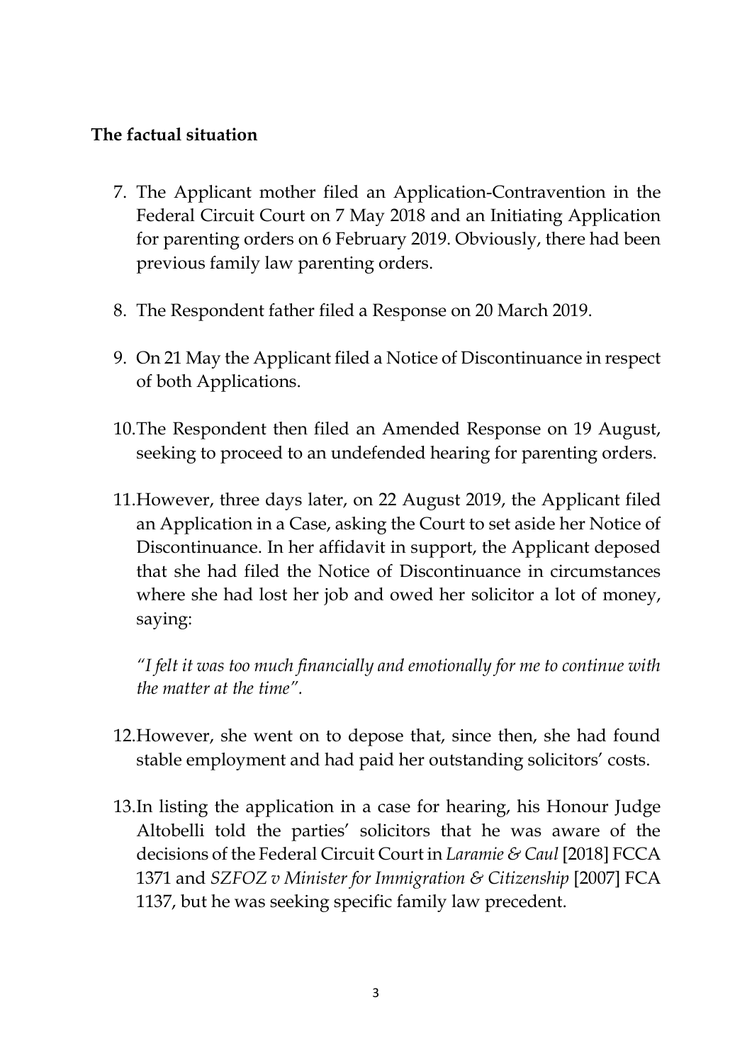**The factual situation**

7. The Applicant mother filed an Application-Contravention in the Federal Circuit Court on 7 May 2018 and an Initiating Application for parenting orders on 6 February 2019. Obviously, there had been previous family law parenting orders.

8. The Respondent father filed a Response on 20 March 2019.

9. On 21 May the Applicant filed a Notice of Discontinuance in respect of both Applications.

10. The Respondent then filed an Amended Response on 19 August, seeking to proceed to an undefended hearing for parenting orders.

11. However, three days later, on 22 August 2019, the Applicant filed an Application in a Case, asking the Court to set aside her Notice of Discontinuance. In her affidavit in support, the Applicant deposed that she had filed the Notice of Discontinuance in circumstances where she had lost her job and owed her solicitor a lot of money, saying:

    *"I felt it was too much financially and emotionally for me to continue with the matter at the time".*

12. However, she went on to depose that, since then, she had found stable employment and had paid her outstanding solicitors' costs.

13. In listing the application in a case for hearing, his Honour Judge Altobelli told the parties' solicitors that he was aware of the decisions of the Federal Circuit Court in *Laramie & Caul* [2018] FCCA 1371 and *SZFOZ v Minister for Immigration & Citizenship* [2007] FCA 1137, but he was seeking specific family law precedent.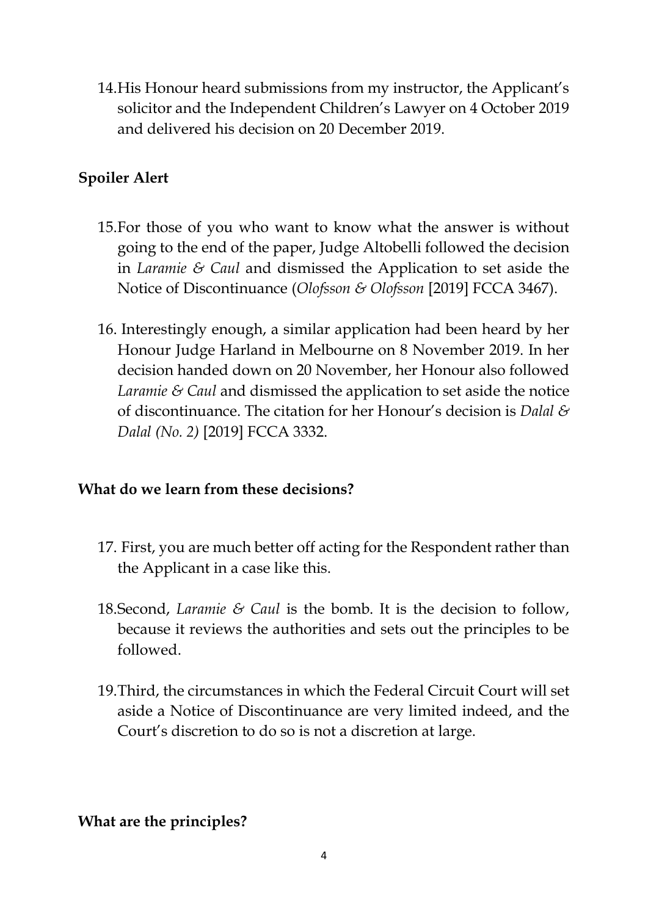14. His Honour heard submissions from my instructor, the Applicant's solicitor and the Independent Children's Lawyer on 4 October 2019 and delivered his decision on 20 December 2019.

## Spoiler Alert

15. For those of you who want to know what the answer is without going to the end of the paper, Judge Altobelli followed the decision in *Laramie & Caul* and dismissed the Application to set aside the Notice of Discontinuance (*Olofsson & Olofsson* [2019] FCCA 3467).

16. Interestingly enough, a similar application had been heard by her Honour Judge Harland in Melbourne on 8 November 2019. In her decision handed down on 20 November, her Honour also followed *Laramie & Caul* and dismissed the application to set aside the notice of discontinuance. The citation for her Honour's decision is *Dalal & Dalal (No. 2)* [2019] FCCA 3332.

## What do we learn from these decisions?

17. First, you are much better off acting for the Respondent rather than the Applicant in a case like this.

18. Second, *Laramie & Caul* is the bomb. It is the decision to follow, because it reviews the authorities and sets out the principles to be followed.

19. Third, the circumstances in which the Federal Circuit Court will set aside a Notice of Discontinuance are very limited indeed, and the Court's discretion to do so is not a discretion at large.

## What are the principles?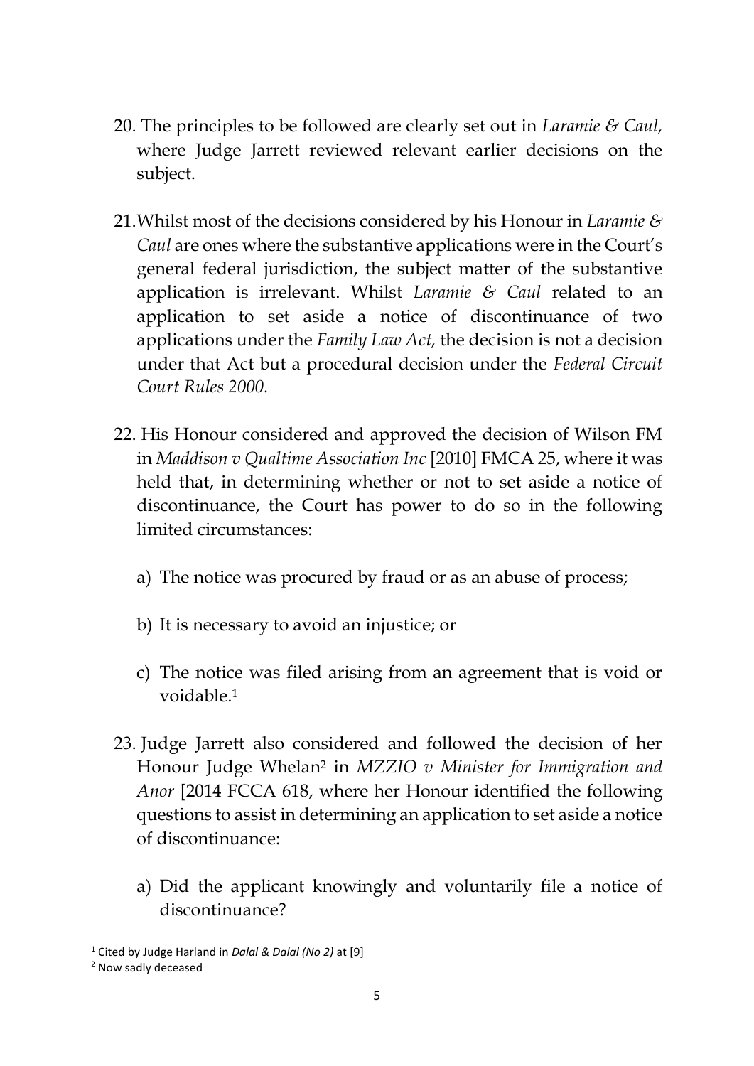20. The principles to be followed are clearly set out in *Laramie & Caul,* where Judge Jarrett reviewed relevant earlier decisions on the subject.

21. Whilst most of the decisions considered by his Honour in *Laramie & Caul* are ones where the substantive applications were in the Court's general federal jurisdiction, the subject matter of the substantive application is irrelevant. Whilst *Laramie & Caul* related to an application to set aside a notice of discontinuance of two applications under the *Family Law Act,* the decision is not a decision under that Act but a procedural decision under the *Federal Circuit Court Rules 2000.*

22. His Honour considered and approved the decision of Wilson FM in *Maddison v Qualtime Association Inc* [2010] FMCA 25, where it was held that, in determining whether or not to set aside a notice of discontinuance, the Court has power to do so in the following limited circumstances:

    a) The notice was procured by fraud or as an abuse of process;

    b) It is necessary to avoid an injustice; or

    c) The notice was filed arising from an agreement that is void or voidable.[1]

23. Judge Jarrett also considered and followed the decision of her Honour Judge Whelan[2] in *MZZIO v Minister for Immigration and Anor* [2014 FCCA 618, where her Honour identified the following questions to assist in determining an application to set aside a notice of discontinuance:

    a) Did the applicant knowingly and voluntarily file a notice of discontinuance?

---

[1] Cited by Judge Harland in *Dalal & Dalal (No 2)* at [9]

[2] Now sadly deceased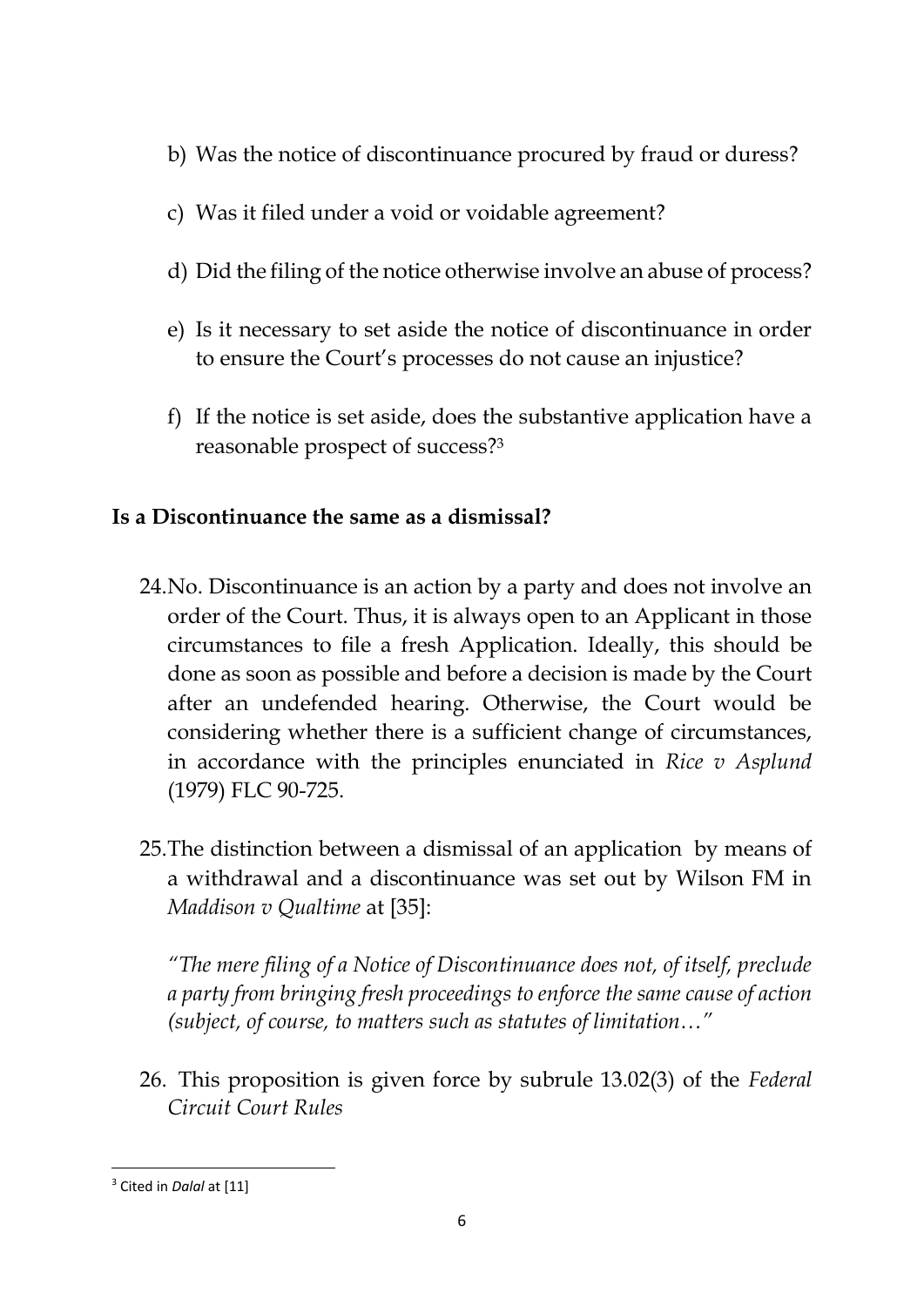b) Was the notice of discontinuance procured by fraud or duress?

c) Was it filed under a void or voidable agreement?

d) Did the filing of the notice otherwise involve an abuse of process?

e) Is it necessary to set aside the notice of discontinuance in order to ensure the Court's processes do not cause an injustice?

f) If the notice is set aside, does the substantive application have a reasonable prospect of success?[3]

**Is a Discontinuance the same as a dismissal?**

24. No. Discontinuance is an action by a party and does not involve an order of the Court. Thus, it is always open to an Applicant in those circumstances to file a fresh Application. Ideally, this should be done as soon as possible and before a decision is made by the Court after an undefended hearing. Otherwise, the Court would be considering whether there is a sufficient change of circumstances, in accordance with the principles enunciated in *Rice v Asplund* (1979) FLC 90-725.

25. The distinction between a dismissal of an application by means of a withdrawal and a discontinuance was set out by Wilson FM in *Maddison v Qualtime* at [35]:

*"The mere filing of a Notice of Discontinuance does not, of itself, preclude a party from bringing fresh proceedings to enforce the same cause of action (subject, of course, to matters such as statutes of limitation…"*

26. This proposition is given force by subrule 13.02(3) of the *Federal Circuit Court Rules*

---

[3] Cited in *Dalal* at [11]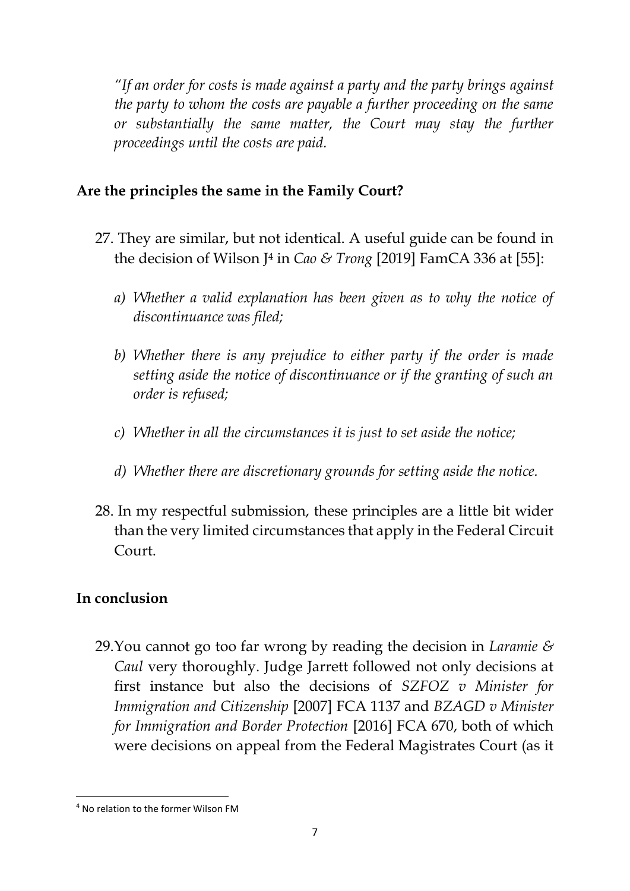*"If an order for costs is made against a party and the party brings against the party to whom the costs are payable a further proceeding on the same or substantially the same matter, the Court may stay the further proceedings until the costs are paid.*

**Are the principles the same in the Family Court?**

27. They are similar, but not identical. A useful guide can be found in the decision of Wilson J[4] in *Cao & Trong* [2019] FamCA 336 at [55]:

    *a) Whether a valid explanation has been given as to why the notice of discontinuance was filed;*

    *b) Whether there is any prejudice to either party if the order is made setting aside the notice of discontinuance or if the granting of such an order is refused;*

    *c) Whether in all the circumstances it is just to set aside the notice;*

    *d) Whether there are discretionary grounds for setting aside the notice.*

28. In my respectful submission, these principles are a little bit wider than the very limited circumstances that apply in the Federal Circuit Court.

**In conclusion**

29. You cannot go too far wrong by reading the decision in *Laramie & Caul* very thoroughly. Judge Jarrett followed not only decisions at first instance but also the decisions of *SZFOZ v Minister for Immigration and Citizenship* [2007] FCA 1137 and *BZAGD v Minister for Immigration and Border Protection* [2016] FCA 670, both of which were decisions on appeal from the Federal Magistrates Court (as it

---

[4] No relation to the former Wilson FM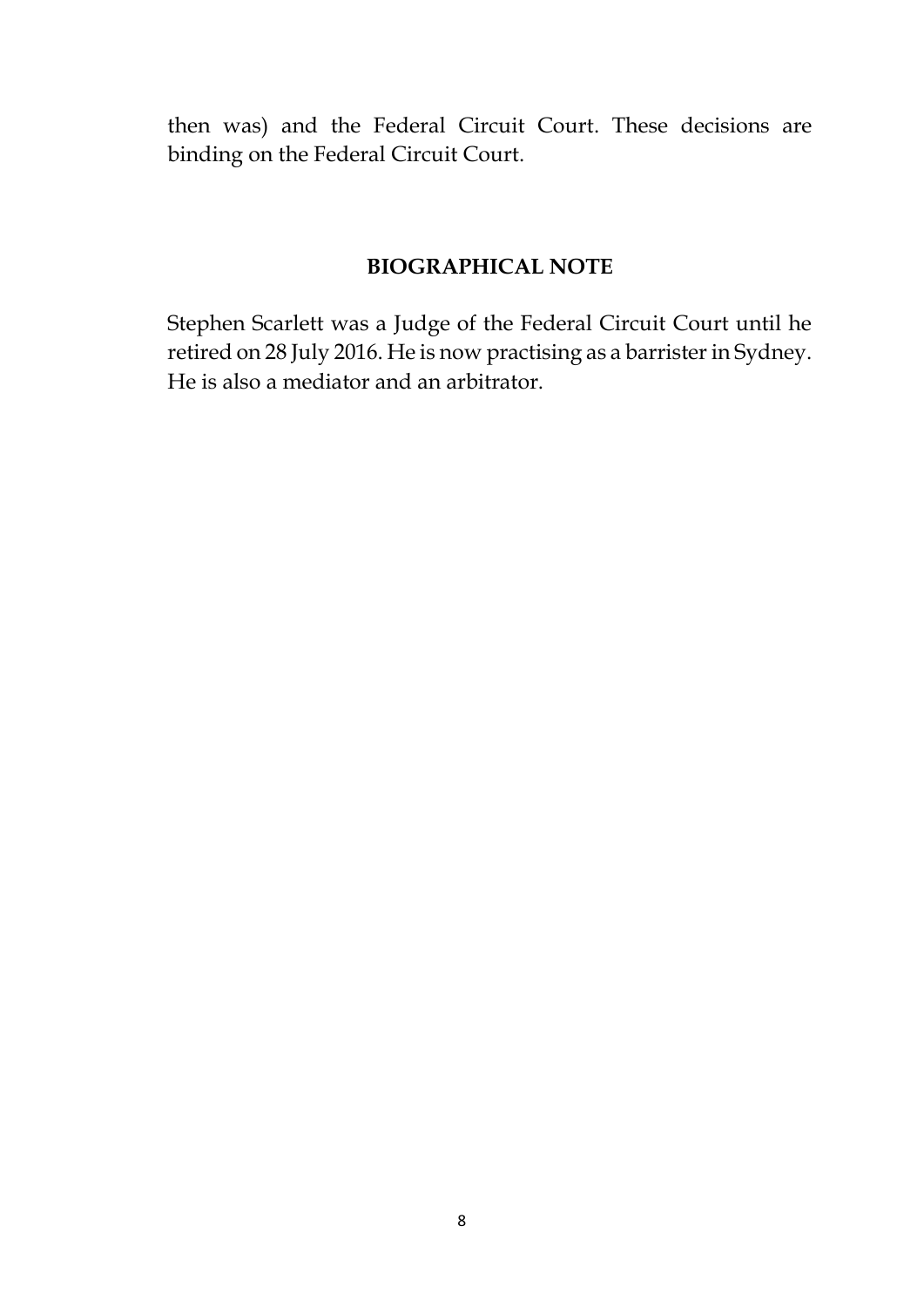then was) and the Federal Circuit Court. These decisions are binding on the Federal Circuit Court.

## BIOGRAPHICAL NOTE

Stephen Scarlett was a Judge of the Federal Circuit Court until he retired on 28 July 2016. He is now practising as a barrister in Sydney. He is also a mediator and an arbitrator.